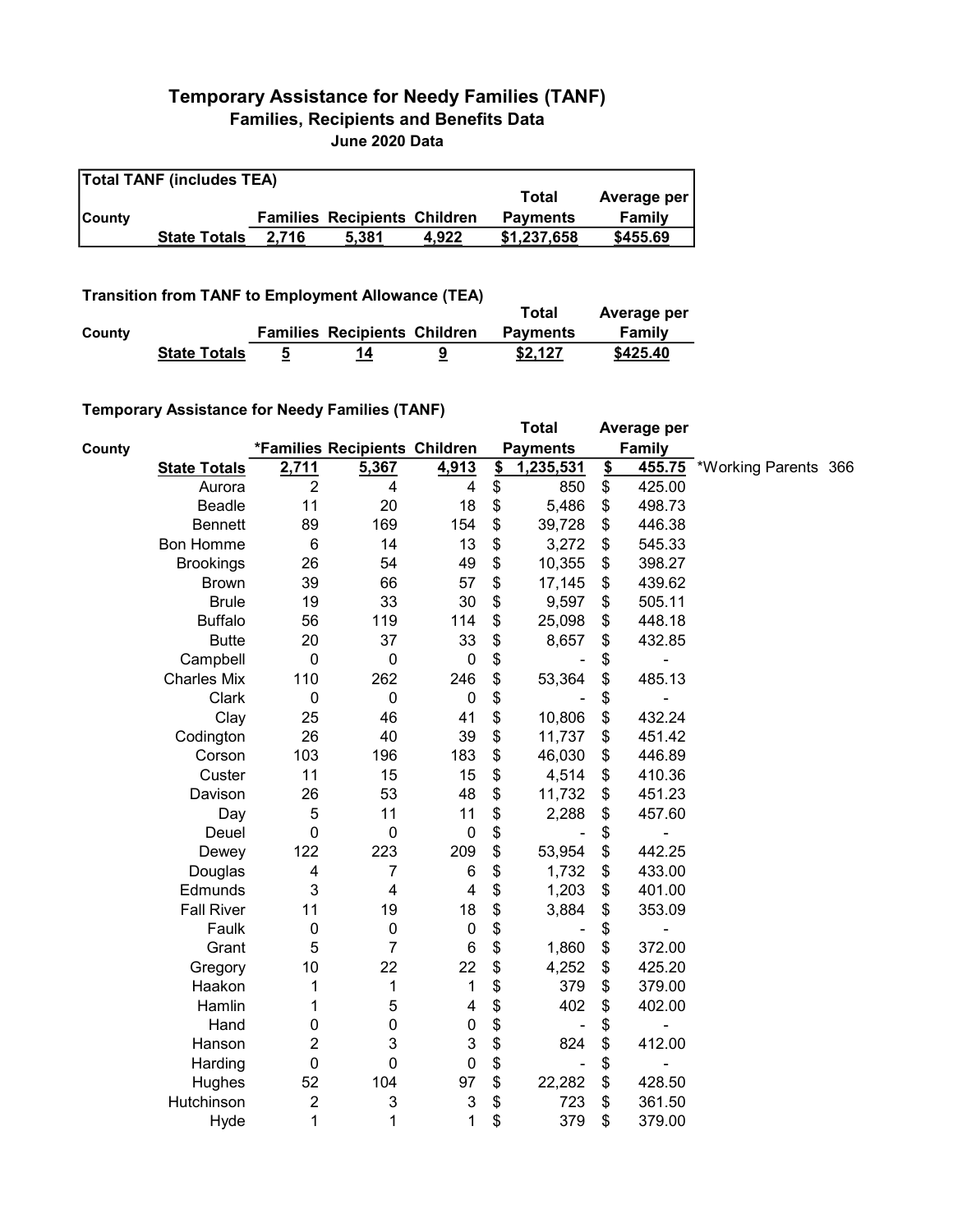# Temporary Assistance for Needy Families (TANF)

## Families, Recipients and Benefits Data

### June 2020 Data

**Total TANF (includes TEA)**

| County | | Families | Recipients | Children | Total Payments | Average per Family |
|---|---|---|---|---|---|---|
| | **State Totals** | **2,716** | **5,381** | **4,922** | **$1,237,658** | **$455.69** |

**Transition from TANF to Employment Allowance (TEA)**

| County | | Families | Recipients | Children | Total Payments | Average per Family |
|---|---|---|---|---|---|---|
| | **State Totals** | **5** | **14** | **9** | **$2,127** | **$425.40** |

**Temporary Assistance for Needy Families (TANF)**

| County | | *Families | Recipients | Children | Total Payments | Average per Family | |
|---|---|---|---|---|---|---|---|
| | **State Totals** | **2,711** | **5,367** | **4,913** | **$ 1,235,531** | **$ 455.75** | *Working Parents 366 |
| | Aurora | 2 | 4 | 4 | $ 850 | $ 425.00 | |
| | Beadle | 11 | 20 | 18 | $ 5,486 | $ 498.73 | |
| | Bennett | 89 | 169 | 154 | $ 39,728 | $ 446.38 | |
| | Bon Homme | 6 | 14 | 13 | $ 3,272 | $ 545.33 | |
| | Brookings | 26 | 54 | 49 | $ 10,355 | $ 398.27 | |
| | Brown | 39 | 66 | 57 | $ 17,145 | $ 439.62 | |
| | Brule | 19 | 33 | 30 | $ 9,597 | $ 505.11 | |
| | Buffalo | 56 | 119 | 114 | $ 25,098 | $ 448.18 | |
| | Butte | 20 | 37 | 33 | $ 8,657 | $ 432.85 | |
| | Campbell | 0 | 0 | 0 | $ - | $ - | |
| | Charles Mix | 110 | 262 | 246 | $ 53,364 | $ 485.13 | |
| | Clark | 0 | 0 | 0 | $ - | $ - | |
| | Clay | 25 | 46 | 41 | $ 10,806 | $ 432.24 | |
| | Codington | 26 | 40 | 39 | $ 11,737 | $ 451.42 | |
| | Corson | 103 | 196 | 183 | $ 46,030 | $ 446.89 | |
| | Custer | 11 | 15 | 15 | $ 4,514 | $ 410.36 | |
| | Davison | 26 | 53 | 48 | $ 11,732 | $ 451.23 | |
| | Day | 5 | 11 | 11 | $ 2,288 | $ 457.60 | |
| | Deuel | 0 | 0 | 0 | $ - | $ - | |
| | Dewey | 122 | 223 | 209 | $ 53,954 | $ 442.25 | |
| | Douglas | 4 | 7 | 6 | $ 1,732 | $ 433.00 | |
| | Edmunds | 3 | 4 | 4 | $ 1,203 | $ 401.00 | |
| | Fall River | 11 | 19 | 18 | $ 3,884 | $ 353.09 | |
| | Faulk | 0 | 0 | 0 | $ - | $ - | |
| | Grant | 5 | 7 | 6 | $ 1,860 | $ 372.00 | |
| | Gregory | 10 | 22 | 22 | $ 4,252 | $ 425.20 | |
| | Haakon | 1 | 1 | 1 | $ 379 | $ 379.00 | |
| | Hamlin | 1 | 5 | 4 | $ 402 | $ 402.00 | |
| | Hand | 0 | 0 | 0 | $ - | $ - | |
| | Hanson | 2 | 3 | 3 | $ 824 | $ 412.00 | |
| | Harding | 0 | 0 | 0 | $ - | $ - | |
| | Hughes | 52 | 104 | 97 | $ 22,282 | $ 428.50 | |
| | Hutchinson | 2 | 3 | 3 | $ 723 | $ 361.50 | |
| | Hyde | 1 | 1 | 1 | $ 379 | $ 379.00 | |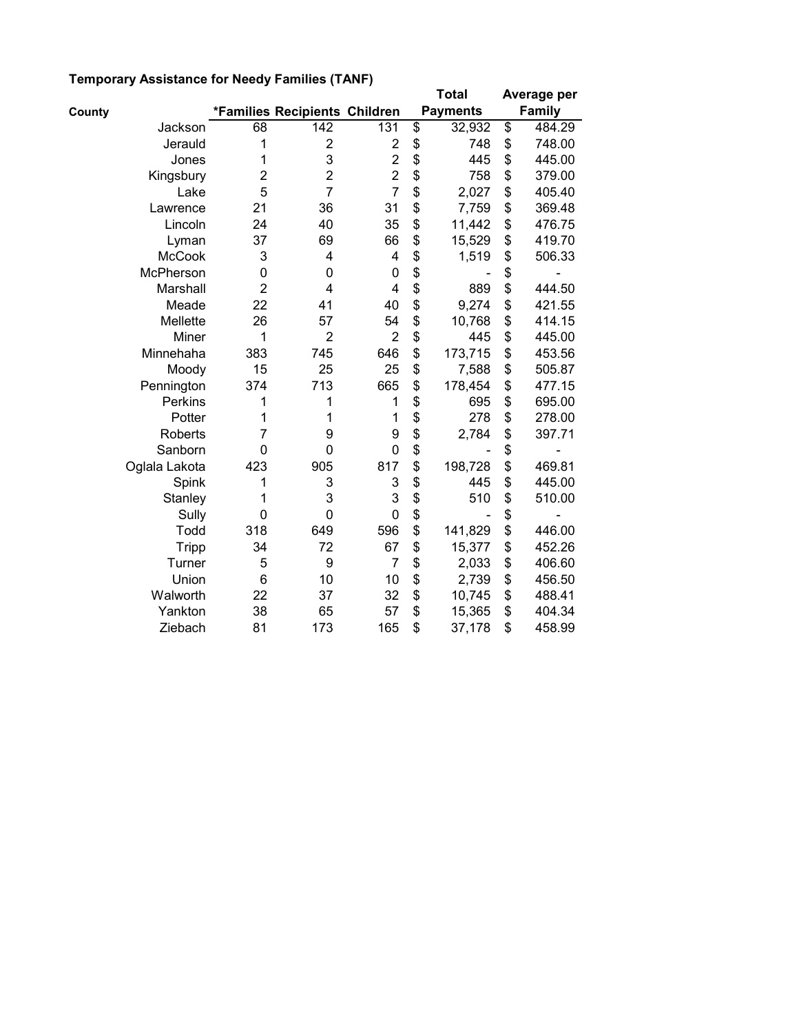**Temporary Assistance for Needy Families (TANF)**

| County | *Families | Recipients | Children | Total Payments | Average per Family |
|---|---|---|---|---|---|
| Jackson | 68 | 142 | 131 | $ 32,932 | $ 484.29 |
| Jerauld | 1 | 2 | 2 | $ 748 | $ 748.00 |
| Jones | 1 | 3 | 2 | $ 445 | $ 445.00 |
| Kingsbury | 2 | 2 | 2 | $ 758 | $ 379.00 |
| Lake | 5 | 7 | 7 | $ 2,027 | $ 405.40 |
| Lawrence | 21 | 36 | 31 | $ 7,759 | $ 369.48 |
| Lincoln | 24 | 40 | 35 | $ 11,442 | $ 476.75 |
| Lyman | 37 | 69 | 66 | $ 15,529 | $ 419.70 |
| McCook | 3 | 4 | 4 | $ 1,519 | $ 506.33 |
| McPherson | 0 | 0 | 0 | $ - | $ - |
| Marshall | 2 | 4 | 4 | $ 889 | $ 444.50 |
| Meade | 22 | 41 | 40 | $ 9,274 | $ 421.55 |
| Mellette | 26 | 57 | 54 | $ 10,768 | $ 414.15 |
| Miner | 1 | 2 | 2 | $ 445 | $ 445.00 |
| Minnehaha | 383 | 745 | 646 | $ 173,715 | $ 453.56 |
| Moody | 15 | 25 | 25 | $ 7,588 | $ 505.87 |
| Pennington | 374 | 713 | 665 | $ 178,454 | $ 477.15 |
| Perkins | 1 | 1 | 1 | $ 695 | $ 695.00 |
| Potter | 1 | 1 | 1 | $ 278 | $ 278.00 |
| Roberts | 7 | 9 | 9 | $ 2,784 | $ 397.71 |
| Sanborn | 0 | 0 | 0 | $ - | $ - |
| Oglala Lakota | 423 | 905 | 817 | $ 198,728 | $ 469.81 |
| Spink | 1 | 3 | 3 | $ 445 | $ 445.00 |
| Stanley | 1 | 3 | 3 | $ 510 | $ 510.00 |
| Sully | 0 | 0 | 0 | $ - | $ - |
| Todd | 318 | 649 | 596 | $ 141,829 | $ 446.00 |
| Tripp | 34 | 72 | 67 | $ 15,377 | $ 452.26 |
| Turner | 5 | 9 | 7 | $ 2,033 | $ 406.60 |
| Union | 6 | 10 | 10 | $ 2,739 | $ 456.50 |
| Walworth | 22 | 37 | 32 | $ 10,745 | $ 488.41 |
| Yankton | 38 | 65 | 57 | $ 15,365 | $ 404.34 |
| Ziebach | 81 | 173 | 165 | $ 37,178 | $ 458.99 |